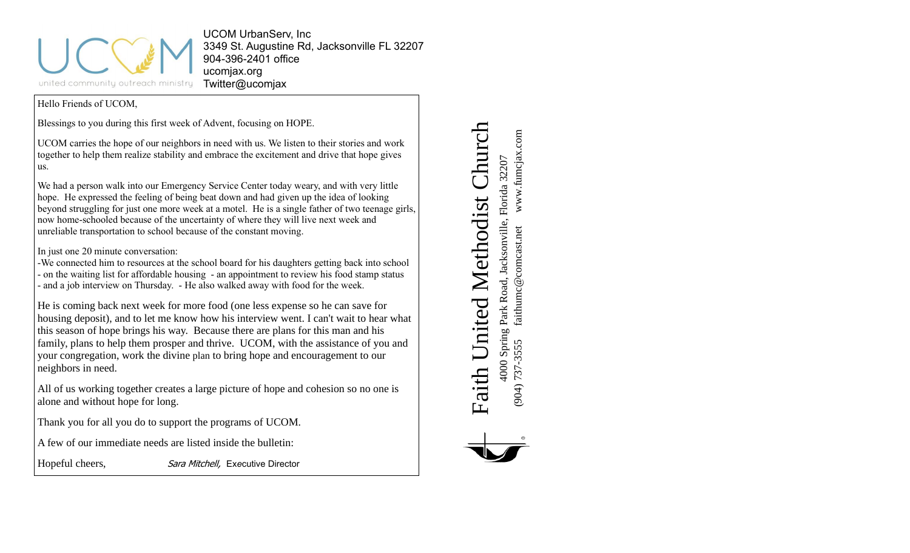UCOM UrbanServ, Inc
3349 St. Augustine Rd, Jacksonville FL 32207
904-396-2401 office
ucomjax.org
Twitter@ucomjax

united community outreach ministry

Hello Friends of UCOM,

Blessings to you during this first week of Advent, focusing on HOPE.

UCOM carries the hope of our neighbors in need with us. We listen to their stories and work together to help them realize stability and embrace the excitement and drive that hope gives us.

We had a person walk into our Emergency Service Center today weary, and with very little hope. He expressed the feeling of being beat down and had given up the idea of looking beyond struggling for just one more week at a motel. He is a single father of two teenage girls, now home-schooled because of the uncertainty of where they will live next week and unreliable transportation to school because of the constant moving.

In just one 20 minute conversation:
-We connected him to resources at the school board for his daughters getting back into school
- on the waiting list for affordable housing - an appointment to review his food stamp status
- and a job interview on Thursday. - He also walked away with food for the week.

He is coming back next week for more food (one less expense so he can save for housing deposit), and to let me know how his interview went. I can't wait to hear what this season of hope brings his way. Because there are plans for this man and his family, plans to help them prosper and thrive. UCOM, with the assistance of you and your congregation, work the divine plan to bring hope and encouragement to our neighbors in need.

All of us working together creates a large picture of hope and cohesion so no one is alone and without hope for long.

Thank you for all you do to support the programs of UCOM.

A few of our immediate needs are listed inside the bulletin:

Hopeful cheers, *Sara Mitchell,* Executive Director

# Faith United Methodist Church

4000 Spring Park Road, Jacksonville, Florida 32207
(904) 737-3555 faithumc@comcast.net www.fumcjax.com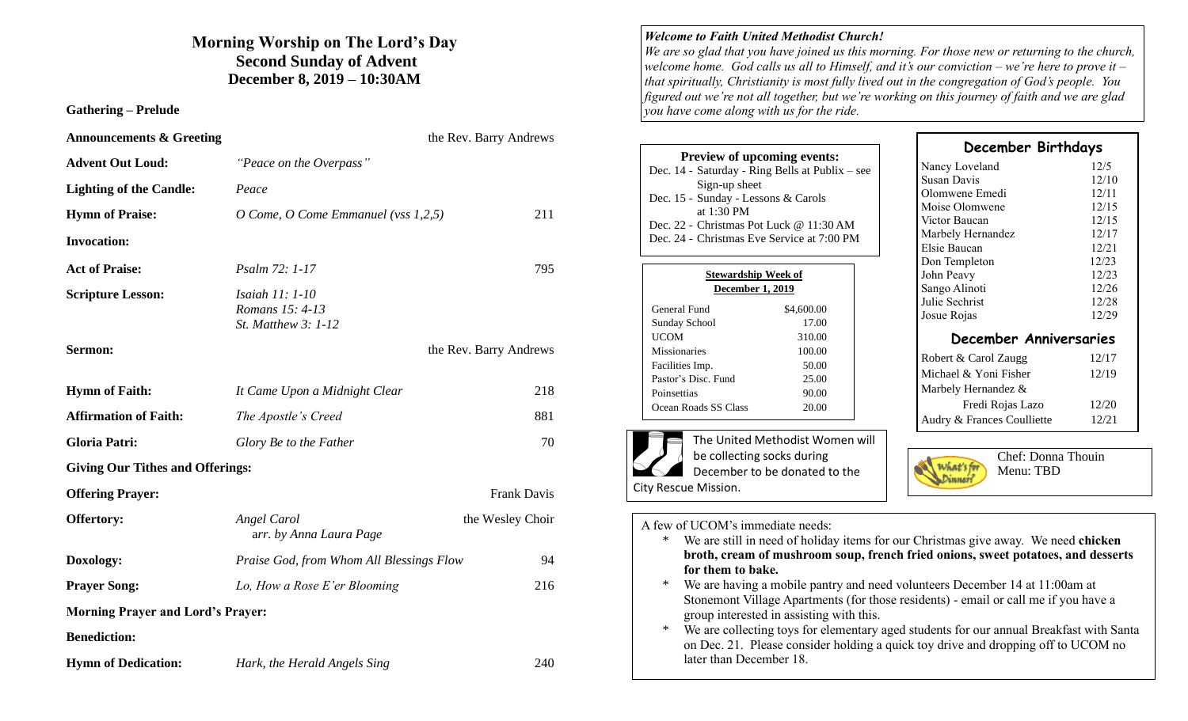# Morning Worship on The Lord's Day
## Second Sunday of Advent
## December 8, 2019 – 10:30AM

**Gathering – Prelude**

| | | |
|---|---|---|
| **Announcements & Greeting** | | the Rev. Barry Andrews |
| **Advent Out Loud:** | *"Peace on the Overpass"* | |
| **Lighting of the Candle:** | *Peace* | |
| **Hymn of Praise:** | *O Come, O Come Emmanuel (vss 1,2,5)* | 211 |
| **Invocation:** | | |
| **Act of Praise:** | *Psalm 72: 1-17* | 795 |
| **Scripture Lesson:** | *Isaiah 11: 1-10*<br>*Romans 15: 4-13*<br>*St. Matthew 3: 1-12* | |
| **Sermon:** | | the Rev. Barry Andrews |
| **Hymn of Faith:** | *It Came Upon a Midnight Clear* | 218 |
| **Affirmation of Faith:** | *The Apostle's Creed* | 881 |
| **Gloria Patri:** | *Glory Be to the Father* | 70 |
| **Giving Our Tithes and Offerings:** | | |
| **Offering Prayer:** | | Frank Davis |
| **Offertory:** | *Angel Carol*<br>*arr. by Anna Laura Page* | the Wesley Choir |
| **Doxology:** | *Praise God, from Whom All Blessings Flow* | 94 |
| **Prayer Song:** | *Lo, How a Rose E'er Blooming* | 216 |
| **Morning Prayer and Lord's Prayer:** | | |
| **Benediction:** | | |
| **Hymn of Dedication:** | *Hark, the Herald Angels Sing* | 240 |

***Welcome to Faith United Methodist Church!***

*We are so glad that you have joined us this morning. For those new or returning to the church, welcome home. God calls us all to Himself, and it's our conviction – we're here to prove it – that spiritually, Christianity is most fully lived out in the congregation of God's people. You figured out we're not all together, but we're working on this journey of faith and we are glad you have come along with us for the ride.*

**Preview of upcoming events:**

Dec. 14 - Saturday - Ring Bells at Publix – see Sign-up sheet
Dec. 15 - Sunday - Lessons & Carols at 1:30 PM
Dec. 22 - Christmas Pot Luck @ 11:30 AM
Dec. 24 - Christmas Eve Service at 7:00 PM

**Stewardship Week of December 1, 2019**

| | |
|---|---|
| General Fund | $4,600.00 |
| Sunday School | 17.00 |
| UCOM | 310.00 |
| Missionaries | 100.00 |
| Facilities Imp. | 50.00 |
| Pastor's Disc. Fund | 25.00 |
| Poinsettias | 90.00 |
| Ocean Roads SS Class | 20.00 |

The United Methodist Women will be collecting socks during December to be donated to the City Rescue Mission.

## December Birthdays

| | |
|---|---|
| Nancy Loveland | 12/5 |
| Susan Davis | 12/10 |
| Olomwene Emedi | 12/11 |
| Moise Olomwene | 12/15 |
| Victor Baucan | 12/15 |
| Marbely Hernandez | 12/17 |
| Elsie Baucan | 12/21 |
| Don Templeton | 12/23 |
| John Peavy | 12/23 |
| Sango Alinoti | 12/26 |
| Julie Sechrist | 12/28 |
| Josue Rojas | 12/29 |

## December Anniversaries

| | |
|---|---|
| Robert & Carol Zaugg | 12/17 |
| Michael & Yoni Fisher | 12/19 |
| Marbely Hernandez & Fredi Rojas Lazo | 12/20 |
| Audry & Frances Coulliette | 12/21 |

Chef: Donna Thouin
Menu: TBD

A few of UCOM's immediate needs:

* We are still in need of holiday items for our Christmas give away. We need **chicken broth, cream of mushroom soup, french fried onions, sweet potatoes, and desserts for them to bake.**
* We are having a mobile pantry and need volunteers December 14 at 11:00am at Stonemont Village Apartments (for those residents) - email or call me if you have a group interested in assisting with this.
* We are collecting toys for elementary aged students for our annual Breakfast with Santa on Dec. 21. Please consider holding a quick toy drive and dropping off to UCOM no later than December 18.